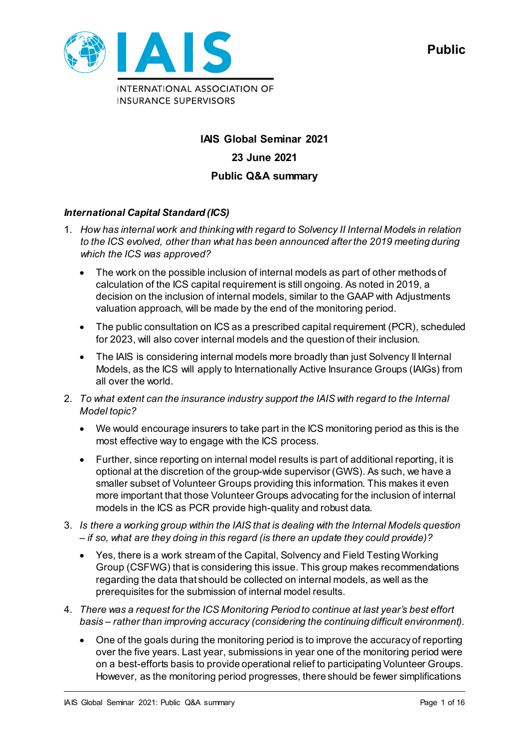Public

IAIS

INTERNATIONAL ASSOCIATION OF INSURANCE SUPERVISORS

**IAIS Global Seminar 2021**

**23 June 2021**

**Public Q&A summary**

***International Capital Standard (ICS)***

1. *How has internal work and thinking with regard to Solvency II Internal Models in relation to the ICS evolved, other than what has been announced after the 2019 meeting during which the ICS was approved?*

   - The work on the possible inclusion of internal models as part of other methods of calculation of the ICS capital requirement is still ongoing. As noted in 2019, a decision on the inclusion of internal models, similar to the GAAP with Adjustments valuation approach, will be made by the end of the monitoring period.
   - The public consultation on ICS as a prescribed capital requirement (PCR), scheduled for 2023, will also cover internal models and the question of their inclusion.
   - The IAIS is considering internal models more broadly than just Solvency II Internal Models, as the ICS will apply to Internationally Active Insurance Groups (IAIGs) from all over the world.

2. *To what extent can the insurance industry support the IAIS with regard to the Internal Model topic?*

   - We would encourage insurers to take part in the ICS monitoring period as this is the most effective way to engage with the ICS process.
   - Further, since reporting on internal model results is part of additional reporting, it is optional at the discretion of the group-wide supervisor (GWS). As such, we have a smaller subset of Volunteer Groups providing this information. This makes it even more important that those Volunteer Groups advocating for the inclusion of internal models in the ICS as PCR provide high-quality and robust data.

3. *Is there a working group within the IAIS that is dealing with the Internal Models question – if so, what are they doing in this regard (is there an update they could provide)?*

   - Yes, there is a work stream of the Capital, Solvency and Field Testing Working Group (CSFWG) that is considering this issue. This group makes recommendations regarding the data that should be collected on internal models, as well as the prerequisites for the submission of internal model results.

4. *There was a request for the ICS Monitoring Period to continue at last year's best effort basis – rather than improving accuracy (considering the continuing difficult environment).*

   - One of the goals during the monitoring period is to improve the accuracy of reporting over the five years. Last year, submissions in year one of the monitoring period were on a best-efforts basis to provide operational relief to participating Volunteer Groups. However, as the monitoring period progresses, there should be fewer simplifications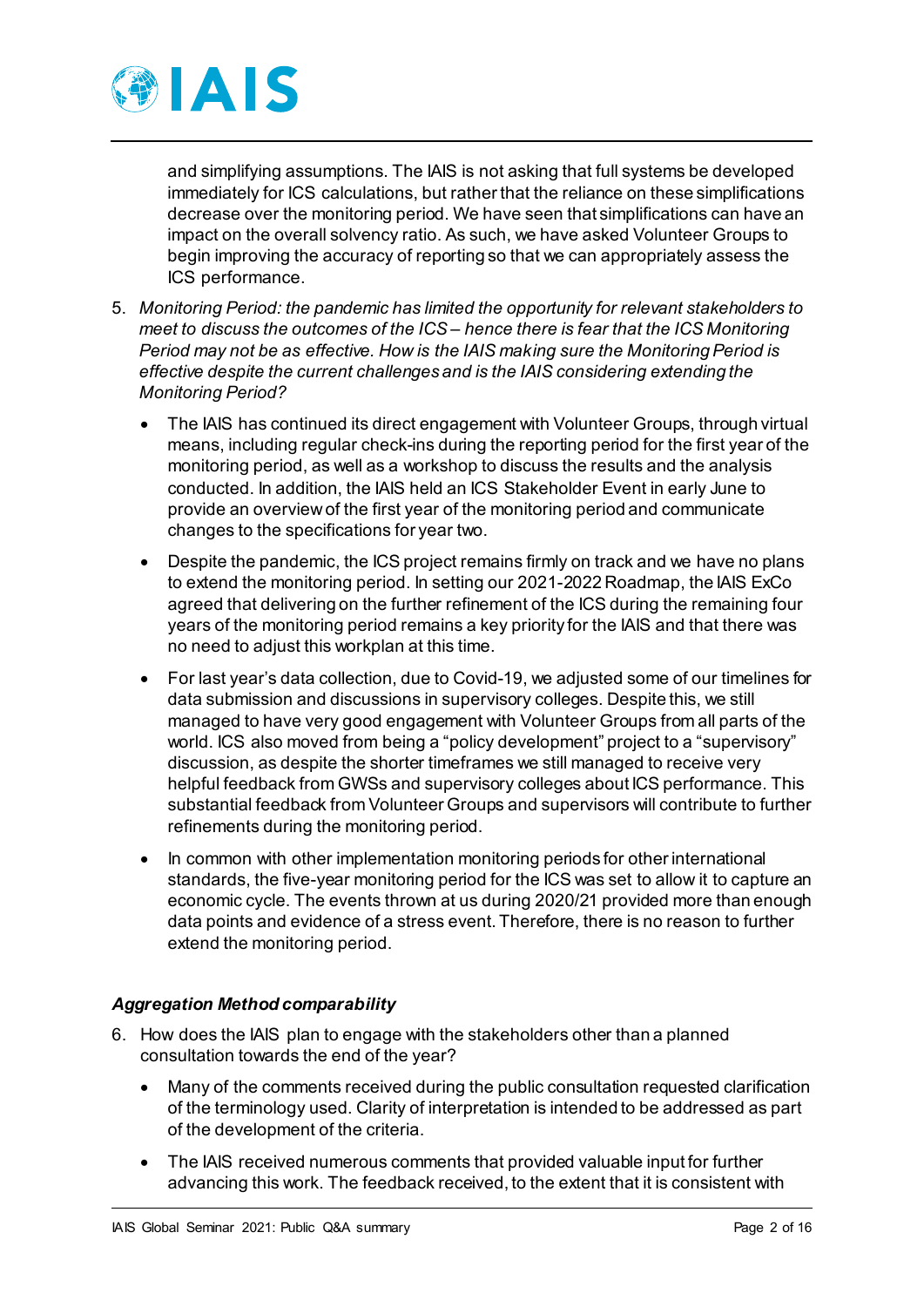and simplifying assumptions. The IAIS is not asking that full systems be developed immediately for ICS calculations, but rather that the reliance on these simplifications decrease over the monitoring period. We have seen that simplifications can have an impact on the overall solvency ratio. As such, we have asked Volunteer Groups to begin improving the accuracy of reporting so that we can appropriately assess the ICS performance.

5. *Monitoring Period: the pandemic has limited the opportunity for relevant stakeholders to meet to discuss the outcomes of the ICS – hence there is fear that the ICS Monitoring Period may not be as effective. How is the IAIS making sure the Monitoring Period is effective despite the current challenges and is the IAIS considering extending the Monitoring Period?*

   - The IAIS has continued its direct engagement with Volunteer Groups, through virtual means, including regular check-ins during the reporting period for the first year of the monitoring period, as well as a workshop to discuss the results and the analysis conducted. In addition, the IAIS held an ICS Stakeholder Event in early June to provide an overview of the first year of the monitoring period and communicate changes to the specifications for year two.
   - Despite the pandemic, the ICS project remains firmly on track and we have no plans to extend the monitoring period. In setting our 2021-2022 Roadmap, the IAIS ExCo agreed that delivering on the further refinement of the ICS during the remaining four years of the monitoring period remains a key priority for the IAIS and that there was no need to adjust this workplan at this time.
   - For last year's data collection, due to Covid-19, we adjusted some of our timelines for data submission and discussions in supervisory colleges. Despite this, we still managed to have very good engagement with Volunteer Groups from all parts of the world. ICS also moved from being a "policy development" project to a "supervisory" discussion, as despite the shorter timeframes we still managed to receive very helpful feedback from GWSs and supervisory colleges about ICS performance. This substantial feedback from Volunteer Groups and supervisors will contribute to further refinements during the monitoring period.
   - In common with other implementation monitoring periods for other international standards, the five-year monitoring period for the ICS was set to allow it to capture an economic cycle. The events thrown at us during 2020/21 provided more than enough data points and evidence of a stress event. Therefore, there is no reason to further extend the monitoring period.

### *Aggregation Method comparability*

6. How does the IAIS plan to engage with the stakeholders other than a planned consultation towards the end of the year?

   - Many of the comments received during the public consultation requested clarification of the terminology used. Clarity of interpretation is intended to be addressed as part of the development of the criteria.
   - The IAIS received numerous comments that provided valuable input for further advancing this work. The feedback received, to the extent that it is consistent with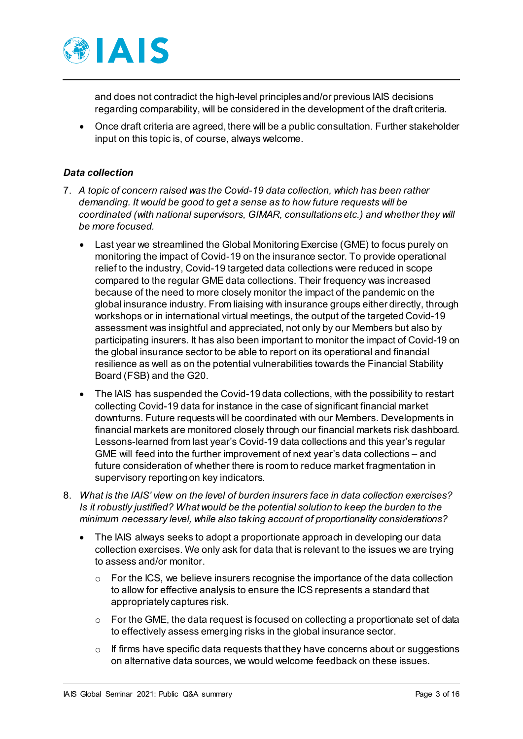and does not contradict the high-level principles and/or previous IAIS decisions regarding comparability, will be considered in the development of the draft criteria.

- Once draft criteria are agreed, there will be a public consultation. Further stakeholder input on this topic is, of course, always welcome.

### *Data collection*

7. *A topic of concern raised was the Covid-19 data collection, which has been rather demanding. It would be good to get a sense as to how future requests will be coordinated (with national supervisors, GIMAR, consultations etc.) and whether they will be more focused.*

   - Last year we streamlined the Global Monitoring Exercise (GME) to focus purely on monitoring the impact of Covid-19 on the insurance sector. To provide operational relief to the industry, Covid-19 targeted data collections were reduced in scope compared to the regular GME data collections. Their frequency was increased because of the need to more closely monitor the impact of the pandemic on the global insurance industry. From liaising with insurance groups either directly, through workshops or in international virtual meetings, the output of the targeted Covid-19 assessment was insightful and appreciated, not only by our Members but also by participating insurers. It has also been important to monitor the impact of Covid-19 on the global insurance sector to be able to report on its operational and financial resilience as well as on the potential vulnerabilities towards the Financial Stability Board (FSB) and the G20.

   - The IAIS has suspended the Covid-19 data collections, with the possibility to restart collecting Covid-19 data for instance in the case of significant financial market downturns. Future requests will be coordinated with our Members. Developments in financial markets are monitored closely through our financial markets risk dashboard. Lessons-learned from last year's Covid-19 data collections and this year's regular GME will feed into the further improvement of next year's data collections – and future consideration of whether there is room to reduce market fragmentation in supervisory reporting on key indicators.

8. *What is the IAIS' view on the level of burden insurers face in data collection exercises? Is it robustly justified? What would be the potential solution to keep the burden to the minimum necessary level, while also taking account of proportionality considerations?*

   - The IAIS always seeks to adopt a proportionate approach in developing our data collection exercises. We only ask for data that is relevant to the issues we are trying to assess and/or monitor.

     - For the ICS, we believe insurers recognise the importance of the data collection to allow for effective analysis to ensure the ICS represents a standard that appropriately captures risk.

     - For the GME, the data request is focused on collecting a proportionate set of data to effectively assess emerging risks in the global insurance sector.

     - If firms have specific data requests that they have concerns about or suggestions on alternative data sources, we would welcome feedback on these issues.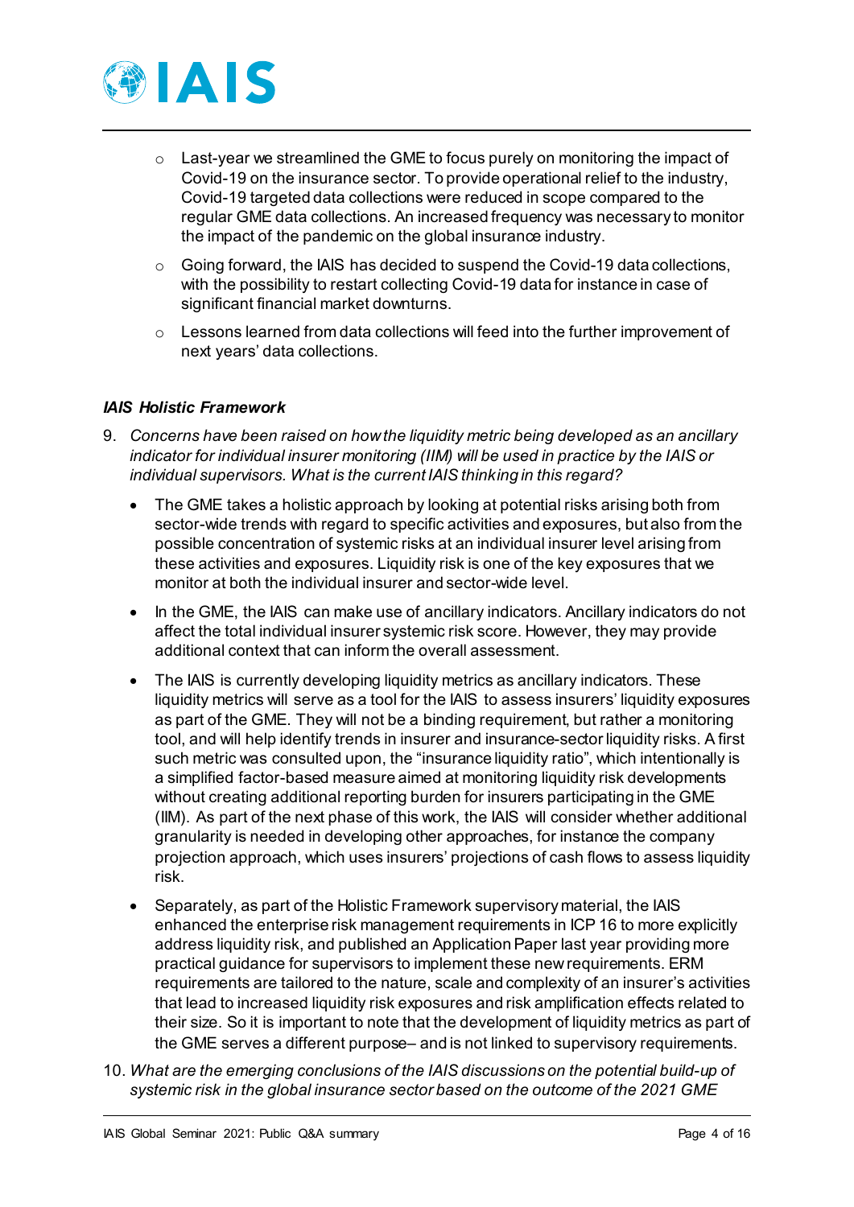- Last-year we streamlined the GME to focus purely on monitoring the impact of Covid-19 on the insurance sector. To provide operational relief to the industry, Covid-19 targeted data collections were reduced in scope compared to the regular GME data collections. An increased frequency was necessary to monitor the impact of the pandemic on the global insurance industry.
   - Going forward, the IAIS has decided to suspend the Covid-19 data collections, with the possibility to restart collecting Covid-19 data for instance in case of significant financial market downturns.
   - Lessons learned from data collections will feed into the further improvement of next years' data collections.

### *IAIS Holistic Framework*

9. *Concerns have been raised on how the liquidity metric being developed as an ancillary indicator for individual insurer monitoring (IIM) will be used in practice by the IAIS or individual supervisors. What is the current IAIS thinking in this regard?*
   - The GME takes a holistic approach by looking at potential risks arising both from sector-wide trends with regard to specific activities and exposures, but also from the possible concentration of systemic risks at an individual insurer level arising from these activities and exposures. Liquidity risk is one of the key exposures that we monitor at both the individual insurer and sector-wide level.
   - In the GME, the IAIS can make use of ancillary indicators. Ancillary indicators do not affect the total individual insurer systemic risk score. However, they may provide additional context that can inform the overall assessment.
   - The IAIS is currently developing liquidity metrics as ancillary indicators. These liquidity metrics will serve as a tool for the IAIS to assess insurers' liquidity exposures as part of the GME. They will not be a binding requirement, but rather a monitoring tool, and will help identify trends in insurer and insurance-sector liquidity risks. A first such metric was consulted upon, the "insurance liquidity ratio", which intentionally is a simplified factor-based measure aimed at monitoring liquidity risk developments without creating additional reporting burden for insurers participating in the GME (IIM). As part of the next phase of this work, the IAIS will consider whether additional granularity is needed in developing other approaches, for instance the company projection approach, which uses insurers' projections of cash flows to assess liquidity risk.
   - Separately, as part of the Holistic Framework supervisory material, the IAIS enhanced the enterprise risk management requirements in ICP 16 to more explicitly address liquidity risk, and published an Application Paper last year providing more practical guidance for supervisors to implement these new requirements. ERM requirements are tailored to the nature, scale and complexity of an insurer's activities that lead to increased liquidity risk exposures and risk amplification effects related to their size. So it is important to note that the development of liquidity metrics as part of the GME serves a different purpose– and is not linked to supervisory requirements.
10. *What are the emerging conclusions of the IAIS discussions on the potential build-up of systemic risk in the global insurance sector based on the outcome of the 2021 GME*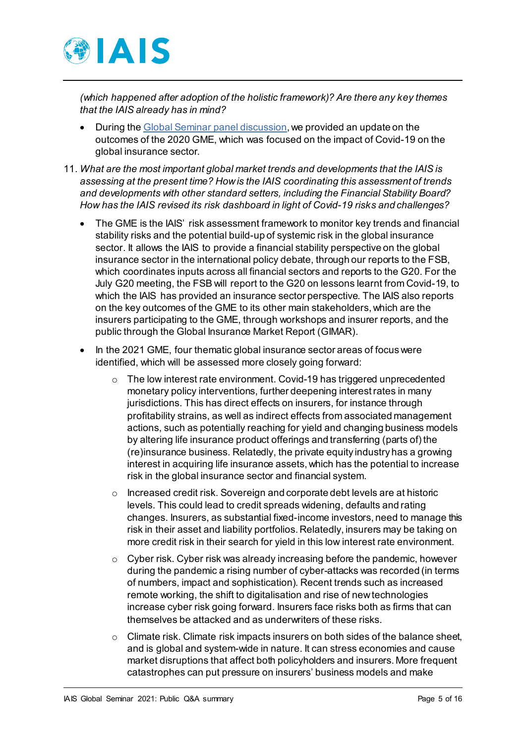*(which happened after adoption of the holistic framework)? Are there any key themes that the IAIS already has in mind?*

- During the Global Seminar panel discussion, we provided an update on the outcomes of the 2020 GME, which was focused on the impact of Covid-19 on the global insurance sector.

11. *What are the most important global market trends and developments that the IAIS is assessing at the present time? How is the IAIS coordinating this assessment of trends and developments with other standard setters, including the Financial Stability Board? How has the IAIS revised its risk dashboard in light of Covid-19 risks and challenges?*

    - The GME is the IAIS' risk assessment framework to monitor key trends and financial stability risks and the potential build-up of systemic risk in the global insurance sector. It allows the IAIS to provide a financial stability perspective on the global insurance sector in the international policy debate, through our reports to the FSB, which coordinates inputs across all financial sectors and reports to the G20. For the July G20 meeting, the FSB will report to the G20 on lessons learnt from Covid-19, to which the IAIS has provided an insurance sector perspective. The IAIS also reports on the key outcomes of the GME to its other main stakeholders, which are the insurers participating to the GME, through workshops and insurer reports, and the public through the Global Insurance Market Report (GIMAR).
    - In the 2021 GME, four thematic global insurance sector areas of focus were identified, which will be assessed more closely going forward:
        - The low interest rate environment. Covid-19 has triggered unprecedented monetary policy interventions, further deepening interest rates in many jurisdictions. This has direct effects on insurers, for instance through profitability strains, as well as indirect effects from associated management actions, such as potentially reaching for yield and changing business models by altering life insurance product offerings and transferring (parts of) the (re)insurance business. Relatedly, the private equity industry has a growing interest in acquiring life insurance assets, which has the potential to increase risk in the global insurance sector and financial system.
        - Increased credit risk. Sovereign and corporate debt levels are at historic levels. This could lead to credit spreads widening, defaults and rating changes. Insurers, as substantial fixed-income investors, need to manage this risk in their asset and liability portfolios. Relatedly, insurers may be taking on more credit risk in their search for yield in this low interest rate environment.
        - Cyber risk. Cyber risk was already increasing before the pandemic, however during the pandemic a rising number of cyber-attacks was recorded (in terms of numbers, impact and sophistication). Recent trends such as increased remote working, the shift to digitalisation and rise of new technologies increase cyber risk going forward. Insurers face risks both as firms that can themselves be attacked and as underwriters of these risks.
        - Climate risk. Climate risk impacts insurers on both sides of the balance sheet, and is global and system-wide in nature. It can stress economies and cause market disruptions that affect both policyholders and insurers. More frequent catastrophes can put pressure on insurers' business models and make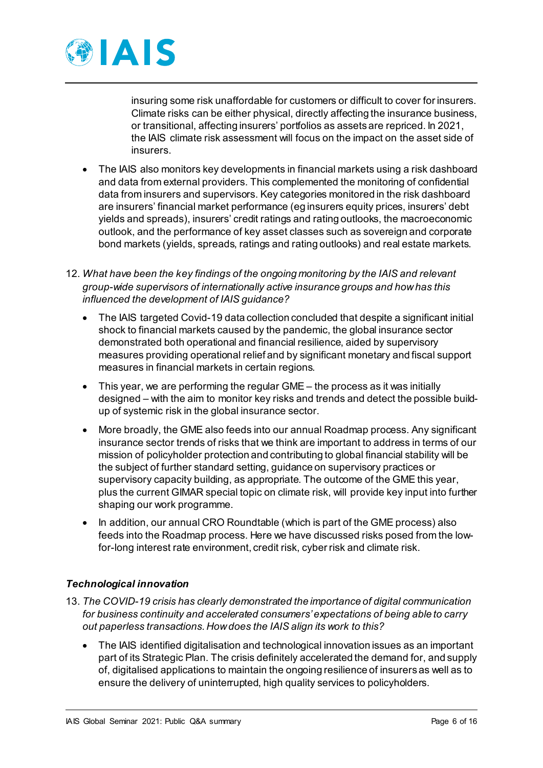insuring some risk unaffordable for customers or difficult to cover for insurers. Climate risks can be either physical, directly affecting the insurance business, or transitional, affecting insurers' portfolios as assets are repriced. In 2021, the IAIS climate risk assessment will focus on the impact on the asset side of insurers.

- The IAIS also monitors key developments in financial markets using a risk dashboard and data from external providers. This complemented the monitoring of confidential data from insurers and supervisors. Key categories monitored in the risk dashboard are insurers' financial market performance (eg insurers equity prices, insurers' debt yields and spreads), insurers' credit ratings and rating outlooks, the macroeconomic outlook, and the performance of key asset classes such as sovereign and corporate bond markets (yields, spreads, ratings and rating outlooks) and real estate markets.

12. *What have been the key findings of the ongoing monitoring by the IAIS and relevant group-wide supervisors of internationally active insurance groups and how has this influenced the development of IAIS guidance?*

    - The IAIS targeted Covid-19 data collection concluded that despite a significant initial shock to financial markets caused by the pandemic, the global insurance sector demonstrated both operational and financial resilience, aided by supervisory measures providing operational relief and by significant monetary and fiscal support measures in financial markets in certain regions.
    - This year, we are performing the regular GME – the process as it was initially designed – with the aim to monitor key risks and trends and detect the possible build-up of systemic risk in the global insurance sector.
    - More broadly, the GME also feeds into our annual Roadmap process. Any significant insurance sector trends of risks that we think are important to address in terms of our mission of policyholder protection and contributing to global financial stability will be the subject of further standard setting, guidance on supervisory practices or supervisory capacity building, as appropriate. The outcome of the GME this year, plus the current GIMAR special topic on climate risk, will provide key input into further shaping our work programme.
    - In addition, our annual CRO Roundtable (which is part of the GME process) also feeds into the Roadmap process. Here we have discussed risks posed from the low-for-long interest rate environment, credit risk, cyber risk and climate risk.

### *Technological innovation*

13. *The COVID-19 crisis has clearly demonstrated the importance of digital communication for business continuity and accelerated consumers' expectations of being able to carry out paperless transactions. How does the IAIS align its work to this?*

    - The IAIS identified digitalisation and technological innovation issues as an important part of its Strategic Plan. The crisis definitely accelerated the demand for, and supply of, digitalised applications to maintain the ongoing resilience of insurers as well as to ensure the delivery of uninterrupted, high quality services to policyholders.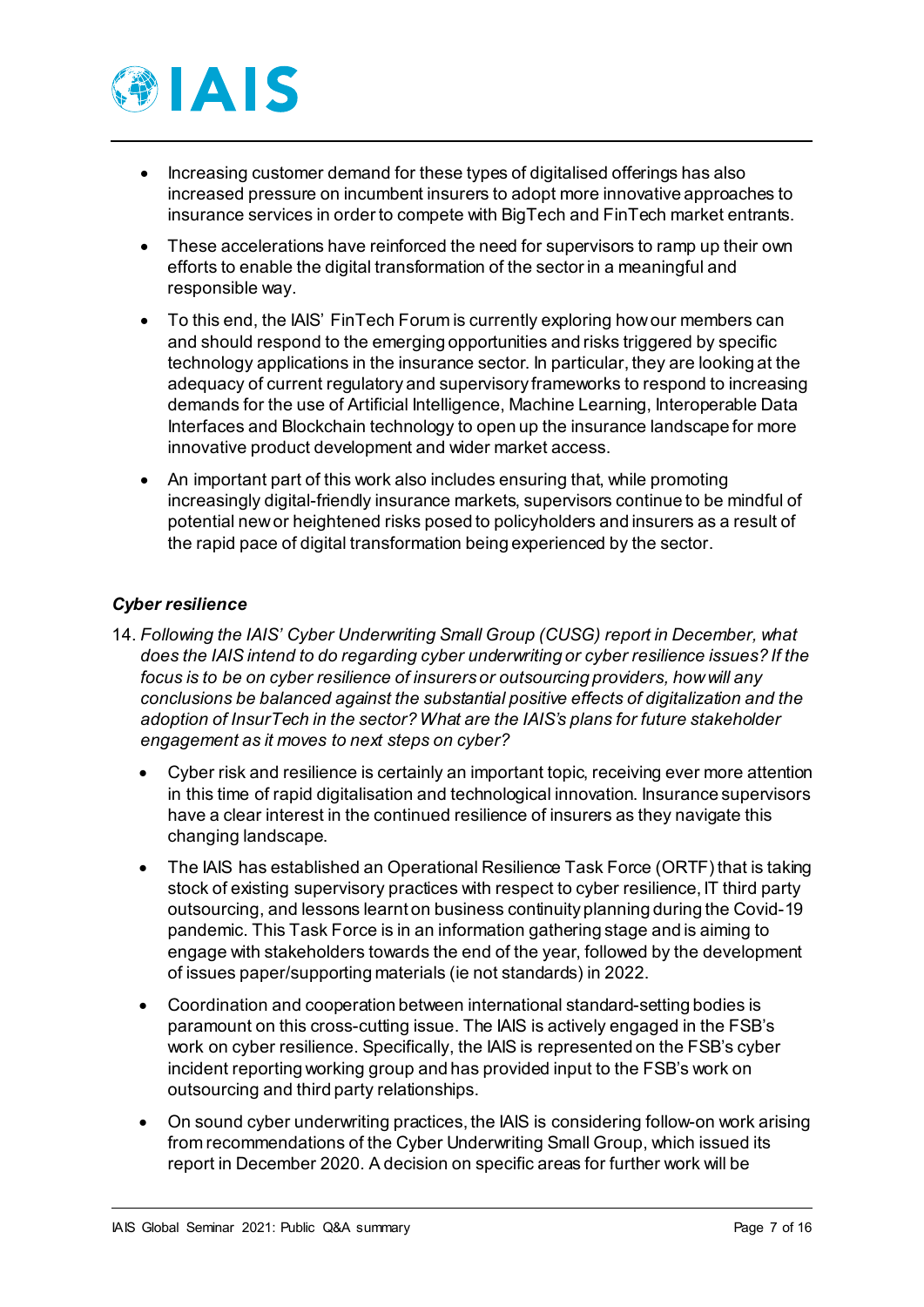- Increasing customer demand for these types of digitalised offerings has also increased pressure on incumbent insurers to adopt more innovative approaches to insurance services in order to compete with BigTech and FinTech market entrants.
- These accelerations have reinforced the need for supervisors to ramp up their own efforts to enable the digital transformation of the sector in a meaningful and responsible way.
- To this end, the IAIS' FinTech Forum is currently exploring how our members can and should respond to the emerging opportunities and risks triggered by specific technology applications in the insurance sector. In particular, they are looking at the adequacy of current regulatory and supervisory frameworks to respond to increasing demands for the use of Artificial Intelligence, Machine Learning, Interoperable Data Interfaces and Blockchain technology to open up the insurance landscape for more innovative product development and wider market access.
- An important part of this work also includes ensuring that, while promoting increasingly digital-friendly insurance markets, supervisors continue to be mindful of potential new or heightened risks posed to policyholders and insurers as a result of the rapid pace of digital transformation being experienced by the sector.

### *Cyber resilience*

14. *Following the IAIS' Cyber Underwriting Small Group (CUSG) report in December, what does the IAIS intend to do regarding cyber underwriting or cyber resilience issues? If the focus is to be on cyber resilience of insurers or outsourcing providers, how will any conclusions be balanced against the substantial positive effects of digitalization and the adoption of InsurTech in the sector? What are the IAIS's plans for future stakeholder engagement as it moves to next steps on cyber?*

    - Cyber risk and resilience is certainly an important topic, receiving ever more attention in this time of rapid digitalisation and technological innovation. Insurance supervisors have a clear interest in the continued resilience of insurers as they navigate this changing landscape.
    - The IAIS has established an Operational Resilience Task Force (ORTF) that is taking stock of existing supervisory practices with respect to cyber resilience, IT third party outsourcing, and lessons learnt on business continuity planning during the Covid-19 pandemic. This Task Force is in an information gathering stage and is aiming to engage with stakeholders towards the end of the year, followed by the development of issues paper/supporting materials (ie not standards) in 2022.
    - Coordination and cooperation between international standard-setting bodies is paramount on this cross-cutting issue. The IAIS is actively engaged in the FSB's work on cyber resilience. Specifically, the IAIS is represented on the FSB's cyber incident reporting working group and has provided input to the FSB's work on outsourcing and third party relationships.
    - On sound cyber underwriting practices, the IAIS is considering follow-on work arising from recommendations of the Cyber Underwriting Small Group, which issued its report in December 2020. A decision on specific areas for further work will be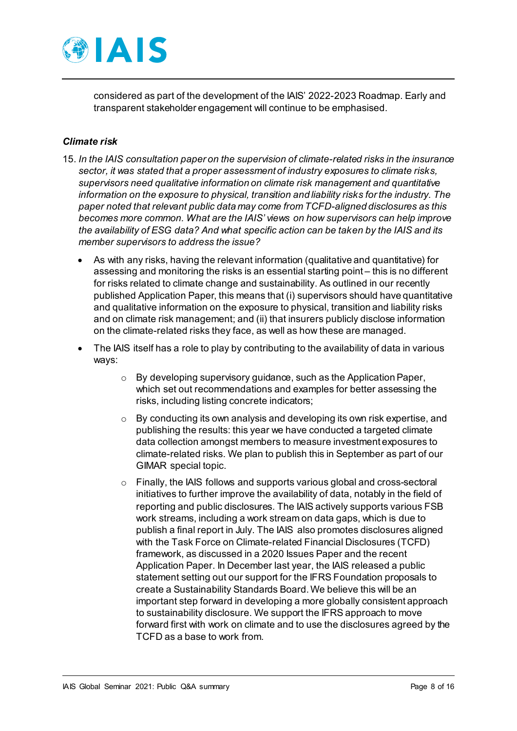considered as part of the development of the IAIS' 2022-2023 Roadmap. Early and transparent stakeholder engagement will continue to be emphasised.

***Climate risk***

15. *In the IAIS consultation paper on the supervision of climate-related risks in the insurance sector, it was stated that a proper assessment of industry exposures to climate risks, supervisors need qualitative information on climate risk management and quantitative information on the exposure to physical, transition and liability risks for the industry. The paper noted that relevant public data may come from TCFD-aligned disclosures as this becomes more common. What are the IAIS' views on how supervisors can help improve the availability of ESG data? And what specific action can be taken by the IAIS and its member supervisors to address the issue?*

    - As with any risks, having the relevant information (qualitative and quantitative) for assessing and monitoring the risks is an essential starting point – this is no different for risks related to climate change and sustainability. As outlined in our recently published Application Paper, this means that (i) supervisors should have quantitative and qualitative information on the exposure to physical, transition and liability risks and on climate risk management; and (ii) that insurers publicly disclose information on the climate-related risks they face, as well as how these are managed.
    - The IAIS itself has a role to play by contributing to the availability of data in various ways:
        - By developing supervisory guidance, such as the Application Paper, which set out recommendations and examples for better assessing the risks, including listing concrete indicators;
        - By conducting its own analysis and developing its own risk expertise, and publishing the results: this year we have conducted a targeted climate data collection amongst members to measure investment exposures to climate-related risks. We plan to publish this in September as part of our GIMAR special topic.
        - Finally, the IAIS follows and supports various global and cross-sectoral initiatives to further improve the availability of data, notably in the field of reporting and public disclosures. The IAIS actively supports various FSB work streams, including a work stream on data gaps, which is due to publish a final report in July. The IAIS also promotes disclosures aligned with the Task Force on Climate-related Financial Disclosures (TCFD) framework, as discussed in a 2020 Issues Paper and the recent Application Paper. In December last year, the IAIS released a public statement setting out our support for the IFRS Foundation proposals to create a Sustainability Standards Board. We believe this will be an important step forward in developing a more globally consistent approach to sustainability disclosure. We support the IFRS approach to move forward first with work on climate and to use the disclosures agreed by the TCFD as a base to work from.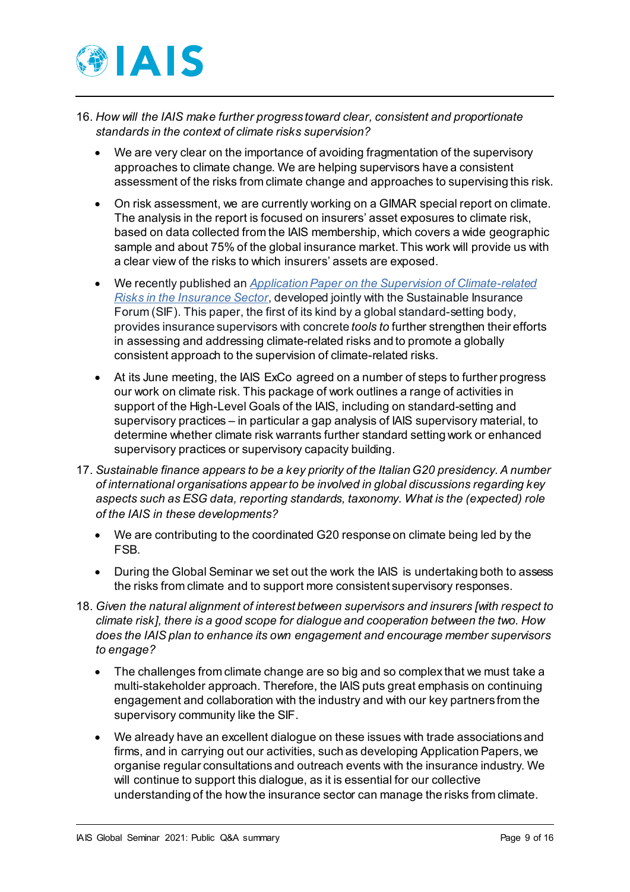16. *How will the IAIS make further progress toward clear, consistent and proportionate standards in the context of climate risks supervision?*

    - We are very clear on the importance of avoiding fragmentation of the supervisory approaches to climate change. We are helping supervisors have a consistent assessment of the risks from climate change and approaches to supervising this risk.
    - On risk assessment, we are currently working on a GIMAR special report on climate. The analysis in the report is focused on insurers' asset exposures to climate risk, based on data collected from the IAIS membership, which covers a wide geographic sample and about 75% of the global insurance market. This work will provide us with a clear view of the risks to which insurers' assets are exposed.
    - We recently published an *Application Paper on the Supervision of Climate-related Risks in the Insurance Sector*, developed jointly with the Sustainable Insurance Forum (SIF). This paper, the first of its kind by a global standard-setting body, provides insurance supervisors with concrete *tools to* further strengthen their efforts in assessing and addressing climate-related risks and to promote a globally consistent approach to the supervision of climate-related risks.
    - At its June meeting, the IAIS ExCo agreed on a number of steps to further progress our work on climate risk. This package of work outlines a range of activities in support of the High-Level Goals of the IAIS, including on standard-setting and supervisory practices – in particular a gap analysis of IAIS supervisory material, to determine whether climate risk warrants further standard setting work or enhanced supervisory practices or supervisory capacity building.

17. *Sustainable finance appears to be a key priority of the Italian G20 presidency. A number of international organisations appear to be involved in global discussions regarding key aspects such as ESG data, reporting standards, taxonomy. What is the (expected) role of the IAIS in these developments?*

    - We are contributing to the coordinated G20 response on climate being led by the FSB.
    - During the Global Seminar we set out the work the IAIS is undertaking both to assess the risks from climate and to support more consistent supervisory responses.

18. *Given the natural alignment of interest between supervisors and insurers [with respect to climate risk], there is a good scope for dialogue and cooperation between the two. How does the IAIS plan to enhance its own engagement and encourage member supervisors to engage?*

    - The challenges from climate change are so big and so complex that we must take a multi-stakeholder approach. Therefore, the IAIS puts great emphasis on continuing engagement and collaboration with the industry and with our key partners from the supervisory community like the SIF.
    - We already have an excellent dialogue on these issues with trade associations and firms, and in carrying out our activities, such as developing Application Papers, we organise regular consultations and outreach events with the insurance industry. We will continue to support this dialogue, as it is essential for our collective understanding of the how the insurance sector can manage the risks from climate.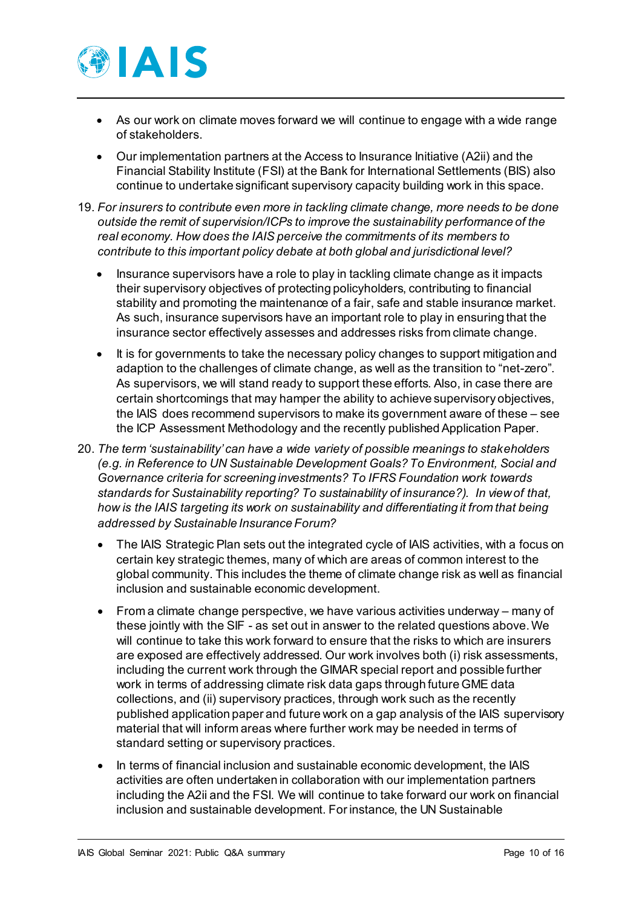- As our work on climate moves forward we will continue to engage with a wide range of stakeholders.
- Our implementation partners at the Access to Insurance Initiative (A2ii) and the Financial Stability Institute (FSI) at the Bank for International Settlements (BIS) also continue to undertake significant supervisory capacity building work in this space.

19. *For insurers to contribute even more in tackling climate change, more needs to be done outside the remit of supervision/ICPs to improve the sustainability performance of the real economy. How does the IAIS perceive the commitments of its members to contribute to this important policy debate at both global and jurisdictional level?*
    - Insurance supervisors have a role to play in tackling climate change as it impacts their supervisory objectives of protecting policyholders, contributing to financial stability and promoting the maintenance of a fair, safe and stable insurance market. As such, insurance supervisors have an important role to play in ensuring that the insurance sector effectively assesses and addresses risks from climate change.
    - It is for governments to take the necessary policy changes to support mitigation and adaption to the challenges of climate change, as well as the transition to "net-zero". As supervisors, we will stand ready to support these efforts. Also, in case there are certain shortcomings that may hamper the ability to achieve supervisory objectives, the IAIS does recommend supervisors to make its government aware of these – see the ICP Assessment Methodology and the recently published Application Paper.

20. *The term 'sustainability' can have a wide variety of possible meanings to stakeholders (e.g. in Reference to UN Sustainable Development Goals? To Environment, Social and Governance criteria for screening investments? To IFRS Foundation work towards standards for Sustainability reporting? To sustainability of insurance?). In view of that, how is the IAIS targeting its work on sustainability and differentiating it from that being addressed by Sustainable Insurance Forum?*
    - The IAIS Strategic Plan sets out the integrated cycle of IAIS activities, with a focus on certain key strategic themes, many of which are areas of common interest to the global community. This includes the theme of climate change risk as well as financial inclusion and sustainable economic development.
    - From a climate change perspective, we have various activities underway – many of these jointly with the SIF - as set out in answer to the related questions above. We will continue to take this work forward to ensure that the risks to which are insurers are exposed are effectively addressed. Our work involves both (i) risk assessments, including the current work through the GIMAR special report and possible further work in terms of addressing climate risk data gaps through future GME data collections, and (ii) supervisory practices, through work such as the recently published application paper and future work on a gap analysis of the IAIS supervisory material that will inform areas where further work may be needed in terms of standard setting or supervisory practices.
    - In terms of financial inclusion and sustainable economic development, the IAIS activities are often undertaken in collaboration with our implementation partners including the A2ii and the FSI. We will continue to take forward our work on financial inclusion and sustainable development. For instance, the UN Sustainable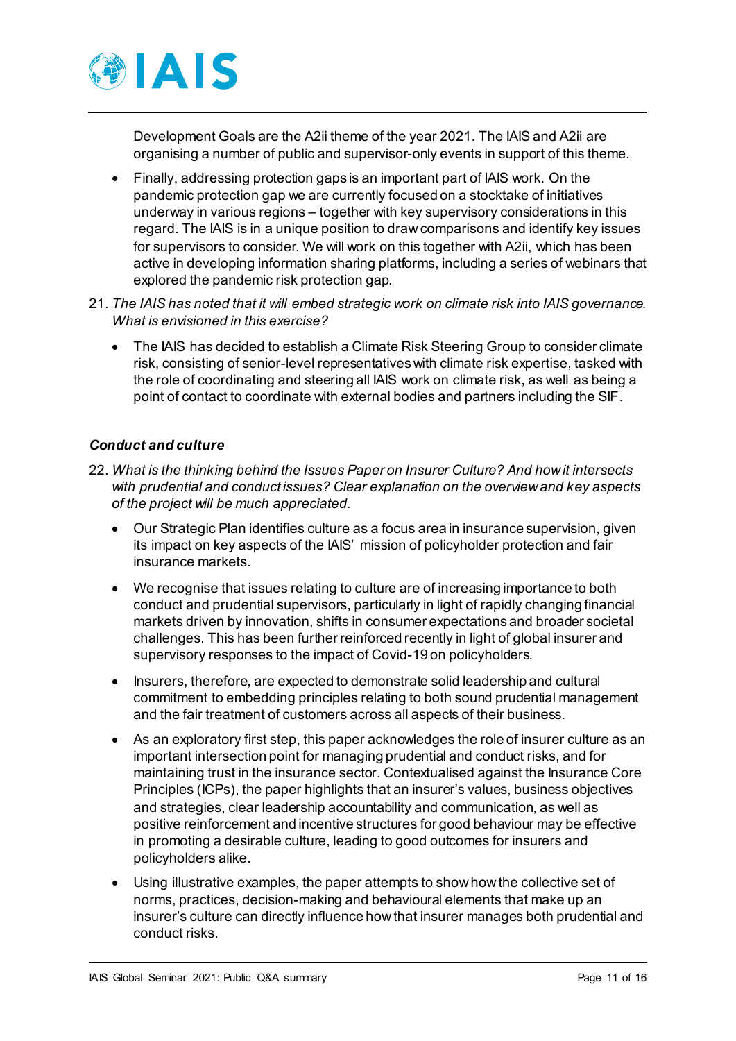Development Goals are the A2ii theme of the year 2021. The IAIS and A2ii are organising a number of public and supervisor-only events in support of this theme.

- Finally, addressing protection gaps is an important part of IAIS work. On the pandemic protection gap we are currently focused on a stocktake of initiatives underway in various regions – together with key supervisory considerations in this regard. The IAIS is in a unique position to draw comparisons and identify key issues for supervisors to consider. We will work on this together with A2ii, which has been active in developing information sharing platforms, including a series of webinars that explored the pandemic risk protection gap.

21. *The IAIS has noted that it will embed strategic work on climate risk into IAIS governance. What is envisioned in this exercise?*

    - The IAIS has decided to establish a Climate Risk Steering Group to consider climate risk, consisting of senior-level representatives with climate risk expertise, tasked with the role of coordinating and steering all IAIS work on climate risk, as well as being a point of contact to coordinate with external bodies and partners including the SIF.

### *Conduct and culture*

22. *What is the thinking behind the Issues Paper on Insurer Culture? And how it intersects with prudential and conduct issues? Clear explanation on the overview and key aspects of the project will be much appreciated.*

    - Our Strategic Plan identifies culture as a focus area in insurance supervision, given its impact on key aspects of the IAIS' mission of policyholder protection and fair insurance markets.
    - We recognise that issues relating to culture are of increasing importance to both conduct and prudential supervisors, particularly in light of rapidly changing financial markets driven by innovation, shifts in consumer expectations and broader societal challenges. This has been further reinforced recently in light of global insurer and supervisory responses to the impact of Covid-19 on policyholders.
    - Insurers, therefore, are expected to demonstrate solid leadership and cultural commitment to embedding principles relating to both sound prudential management and the fair treatment of customers across all aspects of their business.
    - As an exploratory first step, this paper acknowledges the role of insurer culture as an important intersection point for managing prudential and conduct risks, and for maintaining trust in the insurance sector. Contextualised against the Insurance Core Principles (ICPs), the paper highlights that an insurer's values, business objectives and strategies, clear leadership accountability and communication, as well as positive reinforcement and incentive structures for good behaviour may be effective in promoting a desirable culture, leading to good outcomes for insurers and policyholders alike.
    - Using illustrative examples, the paper attempts to show how the collective set of norms, practices, decision-making and behavioural elements that make up an insurer's culture can directly influence how that insurer manages both prudential and conduct risks.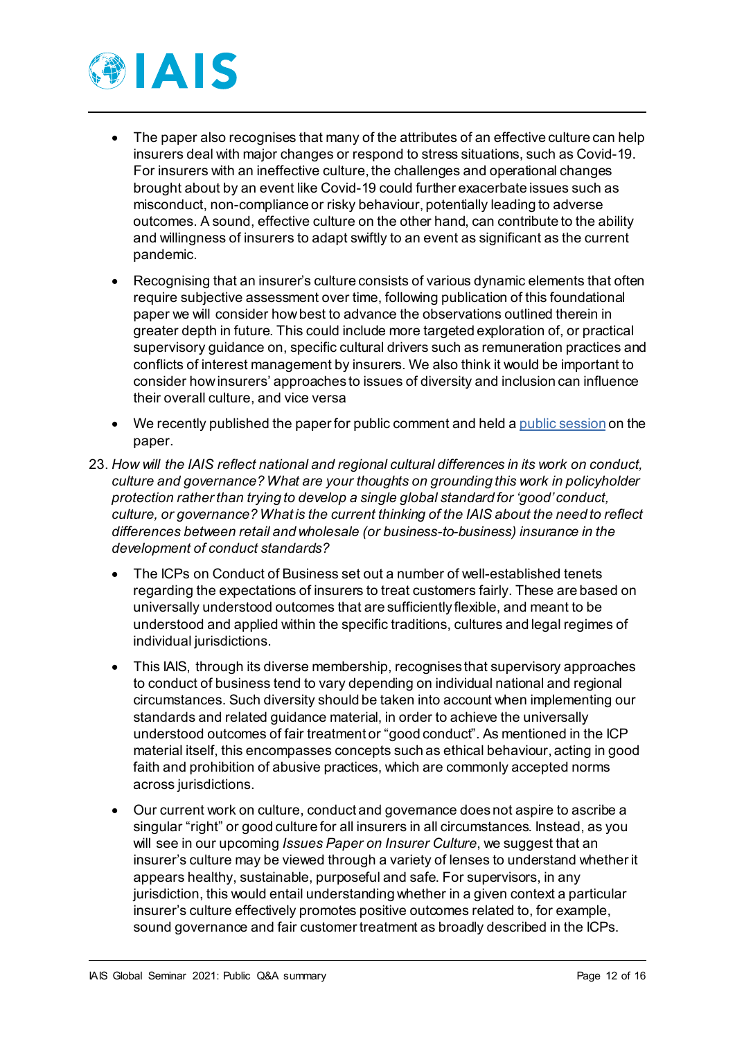- The paper also recognises that many of the attributes of an effective culture can help insurers deal with major changes or respond to stress situations, such as Covid-19. For insurers with an ineffective culture, the challenges and operational changes brought about by an event like Covid-19 could further exacerbate issues such as misconduct, non-compliance or risky behaviour, potentially leading to adverse outcomes. A sound, effective culture on the other hand, can contribute to the ability and willingness of insurers to adapt swiftly to an event as significant as the current pandemic.
- Recognising that an insurer's culture consists of various dynamic elements that often require subjective assessment over time, following publication of this foundational paper we will consider how best to advance the observations outlined therein in greater depth in future. This could include more targeted exploration of, or practical supervisory guidance on, specific cultural drivers such as remuneration practices and conflicts of interest management by insurers. We also think it would be important to consider how insurers' approaches to issues of diversity and inclusion can influence their overall culture, and vice versa
- We recently published the paper for public comment and held a [public session]() on the paper.

23. *How will the IAIS reflect national and regional cultural differences in its work on conduct, culture and governance? What are your thoughts on grounding this work in policyholder protection rather than trying to develop a single global standard for 'good' conduct, culture, or governance? What is the current thinking of the IAIS about the need to reflect differences between retail and wholesale (or business-to-business) insurance in the development of conduct standards?*

    - The ICPs on Conduct of Business set out a number of well-established tenets regarding the expectations of insurers to treat customers fairly. These are based on universally understood outcomes that are sufficiently flexible, and meant to be understood and applied within the specific traditions, cultures and legal regimes of individual jurisdictions.
    - This IAIS, through its diverse membership, recognises that supervisory approaches to conduct of business tend to vary depending on individual national and regional circumstances. Such diversity should be taken into account when implementing our standards and related guidance material, in order to achieve the universally understood outcomes of fair treatment or "good conduct". As mentioned in the ICP material itself, this encompasses concepts such as ethical behaviour, acting in good faith and prohibition of abusive practices, which are commonly accepted norms across jurisdictions.
    - Our current work on culture, conduct and governance does not aspire to ascribe a singular "right" or good culture for all insurers in all circumstances. Instead, as you will see in our upcoming *Issues Paper on Insurer Culture*, we suggest that an insurer's culture may be viewed through a variety of lenses to understand whether it appears healthy, sustainable, purposeful and safe. For supervisors, in any jurisdiction, this would entail understanding whether in a given context a particular insurer's culture effectively promotes positive outcomes related to, for example, sound governance and fair customer treatment as broadly described in the ICPs.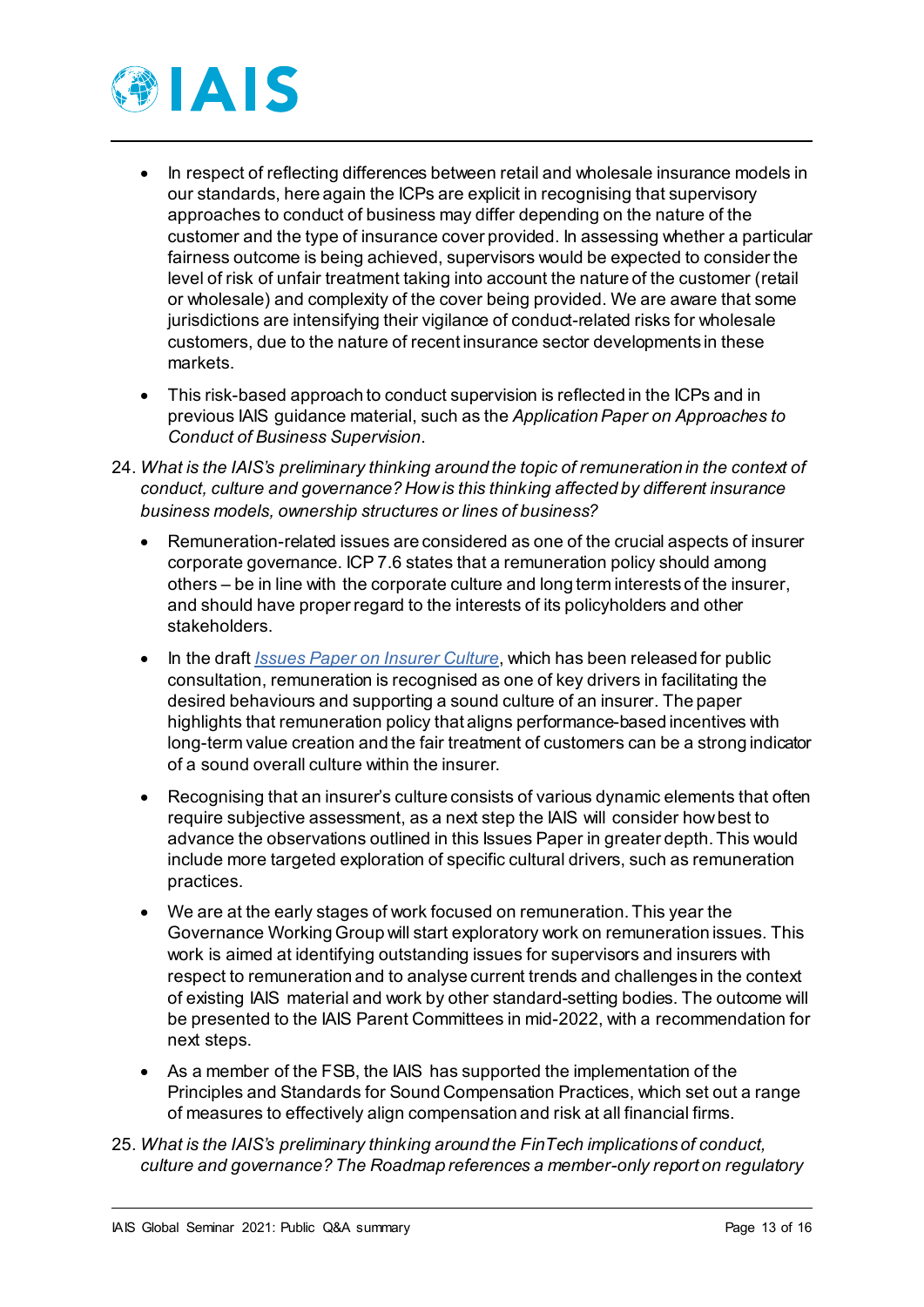- In respect of reflecting differences between retail and wholesale insurance models in our standards, here again the ICPs are explicit in recognising that supervisory approaches to conduct of business may differ depending on the nature of the customer and the type of insurance cover provided. In assessing whether a particular fairness outcome is being achieved, supervisors would be expected to consider the level of risk of unfair treatment taking into account the nature of the customer (retail or wholesale) and complexity of the cover being provided. We are aware that some jurisdictions are intensifying their vigilance of conduct-related risks for wholesale customers, due to the nature of recent insurance sector developments in these markets.
- This risk-based approach to conduct supervision is reflected in the ICPs and in previous IAIS guidance material, such as the *Application Paper on Approaches to Conduct of Business Supervision*.

24. *What is the IAIS's preliminary thinking around the topic of remuneration in the context of conduct, culture and governance? How is this thinking affected by different insurance business models, ownership structures or lines of business?*
    - Remuneration-related issues are considered as one of the crucial aspects of insurer corporate governance. ICP 7.6 states that a remuneration policy should among others – be in line with the corporate culture and long term interests of the insurer, and should have proper regard to the interests of its policyholders and other stakeholders.
    - In the draft *Issues Paper on Insurer Culture*, which has been released for public consultation, remuneration is recognised as one of key drivers in facilitating the desired behaviours and supporting a sound culture of an insurer. The paper highlights that remuneration policy that aligns performance-based incentives with long-term value creation and the fair treatment of customers can be a strong indicator of a sound overall culture within the insurer.
    - Recognising that an insurer's culture consists of various dynamic elements that often require subjective assessment, as a next step the IAIS will consider how best to advance the observations outlined in this Issues Paper in greater depth. This would include more targeted exploration of specific cultural drivers, such as remuneration practices.
    - We are at the early stages of work focused on remuneration. This year the Governance Working Group will start exploratory work on remuneration issues. This work is aimed at identifying outstanding issues for supervisors and insurers with respect to remuneration and to analyse current trends and challenges in the context of existing IAIS material and work by other standard-setting bodies. The outcome will be presented to the IAIS Parent Committees in mid-2022, with a recommendation for next steps.
    - As a member of the FSB, the IAIS has supported the implementation of the Principles and Standards for Sound Compensation Practices, which set out a range of measures to effectively align compensation and risk at all financial firms.

25. *What is the IAIS's preliminary thinking around the FinTech implications of conduct, culture and governance? The Roadmap references a member-only report on regulatory*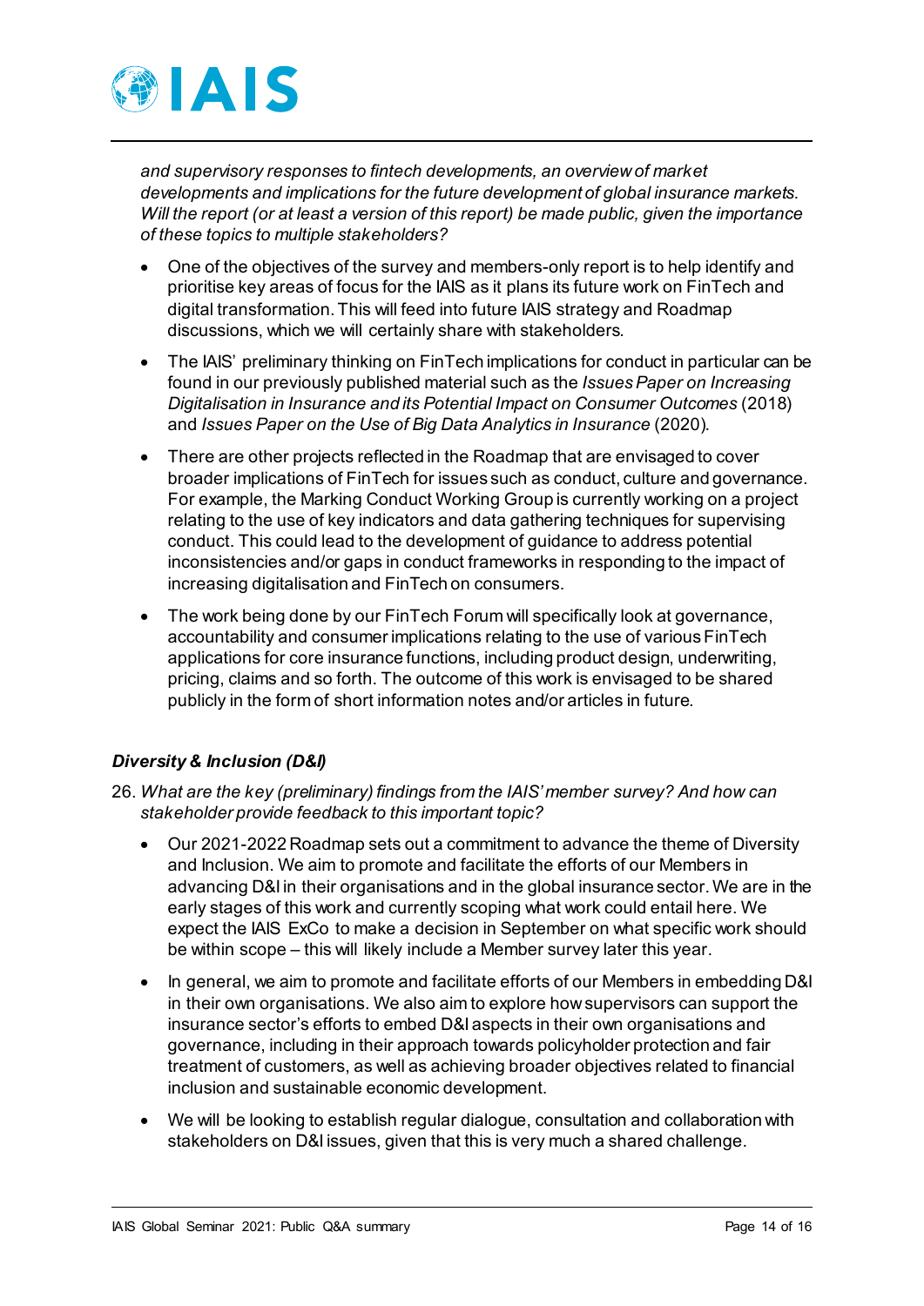*and supervisory responses to fintech developments, an overview of market developments and implications for the future development of global insurance markets. Will the report (or at least a version of this report) be made public, given the importance of these topics to multiple stakeholders?*

- One of the objectives of the survey and members-only report is to help identify and prioritise key areas of focus for the IAIS as it plans its future work on FinTech and digital transformation. This will feed into future IAIS strategy and Roadmap discussions, which we will certainly share with stakeholders.
- The IAIS' preliminary thinking on FinTech implications for conduct in particular can be found in our previously published material such as the *Issues Paper on Increasing Digitalisation in Insurance and its Potential Impact on Consumer Outcomes* (2018) and *Issues Paper on the Use of Big Data Analytics in Insurance* (2020).
- There are other projects reflected in the Roadmap that are envisaged to cover broader implications of FinTech for issues such as conduct, culture and governance. For example, the Marking Conduct Working Group is currently working on a project relating to the use of key indicators and data gathering techniques for supervising conduct. This could lead to the development of guidance to address potential inconsistencies and/or gaps in conduct frameworks in responding to the impact of increasing digitalisation and FinTech on consumers.
- The work being done by our FinTech Forum will specifically look at governance, accountability and consumer implications relating to the use of various FinTech applications for core insurance functions, including product design, underwriting, pricing, claims and so forth. The outcome of this work is envisaged to be shared publicly in the form of short information notes and/or articles in future.

***Diversity & Inclusion (D&I)***

26. *What are the key (preliminary) findings from the IAIS' member survey? And how can stakeholder provide feedback to this important topic?*
    - Our 2021-2022 Roadmap sets out a commitment to advance the theme of Diversity and Inclusion. We aim to promote and facilitate the efforts of our Members in advancing D&I in their organisations and in the global insurance sector. We are in the early stages of this work and currently scoping what work could entail here. We expect the IAIS ExCo to make a decision in September on what specific work should be within scope – this will likely include a Member survey later this year.
    - In general, we aim to promote and facilitate efforts of our Members in embedding D&I in their own organisations. We also aim to explore how supervisors can support the insurance sector's efforts to embed D&I aspects in their own organisations and governance, including in their approach towards policyholder protection and fair treatment of customers, as well as achieving broader objectives related to financial inclusion and sustainable economic development.
    - We will be looking to establish regular dialogue, consultation and collaboration with stakeholders on D&I issues, given that this is very much a shared challenge.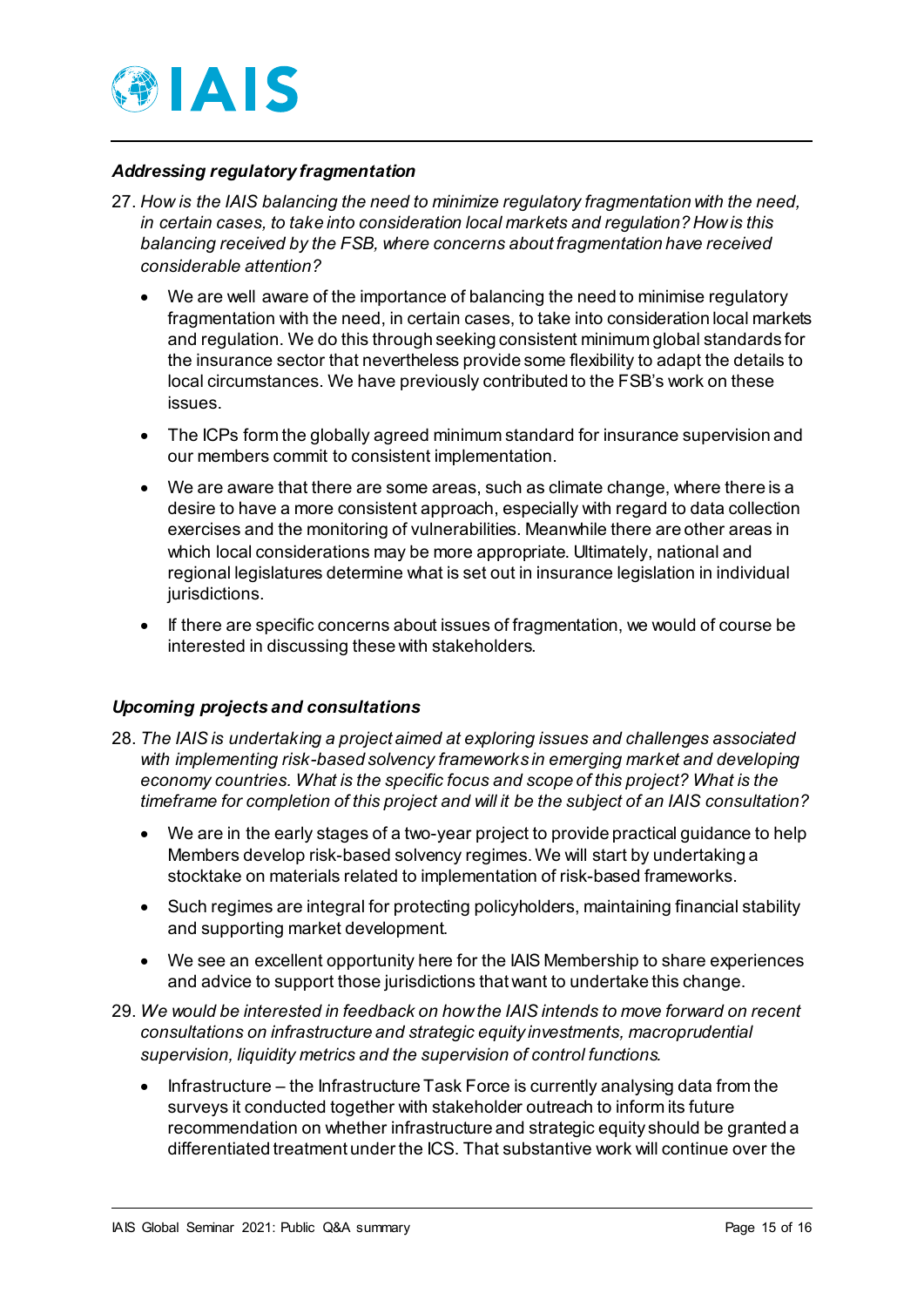***Addressing regulatory fragmentation***

27. *How is the IAIS balancing the need to minimize regulatory fragmentation with the need, in certain cases, to take into consideration local markets and regulation? How is this balancing received by the FSB, where concerns about fragmentation have received considerable attention?*

    - We are well aware of the importance of balancing the need to minimise regulatory fragmentation with the need, in certain cases, to take into consideration local markets and regulation. We do this through seeking consistent minimum global standards for the insurance sector that nevertheless provide some flexibility to adapt the details to local circumstances. We have previously contributed to the FSB's work on these issues.
    - The ICPs form the globally agreed minimum standard for insurance supervision and our members commit to consistent implementation.
    - We are aware that there are some areas, such as climate change, where there is a desire to have a more consistent approach, especially with regard to data collection exercises and the monitoring of vulnerabilities. Meanwhile there are other areas in which local considerations may be more appropriate. Ultimately, national and regional legislatures determine what is set out in insurance legislation in individual jurisdictions.
    - If there are specific concerns about issues of fragmentation, we would of course be interested in discussing these with stakeholders.

***Upcoming projects and consultations***

28. *The IAIS is undertaking a project aimed at exploring issues and challenges associated with implementing risk-based solvency frameworks in emerging market and developing economy countries. What is the specific focus and scope of this project? What is the timeframe for completion of this project and will it be the subject of an IAIS consultation?*

    - We are in the early stages of a two-year project to provide practical guidance to help Members develop risk-based solvency regimes. We will start by undertaking a stocktake on materials related to implementation of risk-based frameworks.
    - Such regimes are integral for protecting policyholders, maintaining financial stability and supporting market development.
    - We see an excellent opportunity here for the IAIS Membership to share experiences and advice to support those jurisdictions that want to undertake this change.

29. *We would be interested in feedback on how the IAIS intends to move forward on recent consultations on infrastructure and strategic equity investments, macroprudential supervision, liquidity metrics and the supervision of control functions.*

    - Infrastructure – the Infrastructure Task Force is currently analysing data from the surveys it conducted together with stakeholder outreach to inform its future recommendation on whether infrastructure and strategic equity should be granted a differentiated treatment under the ICS. That substantive work will continue over the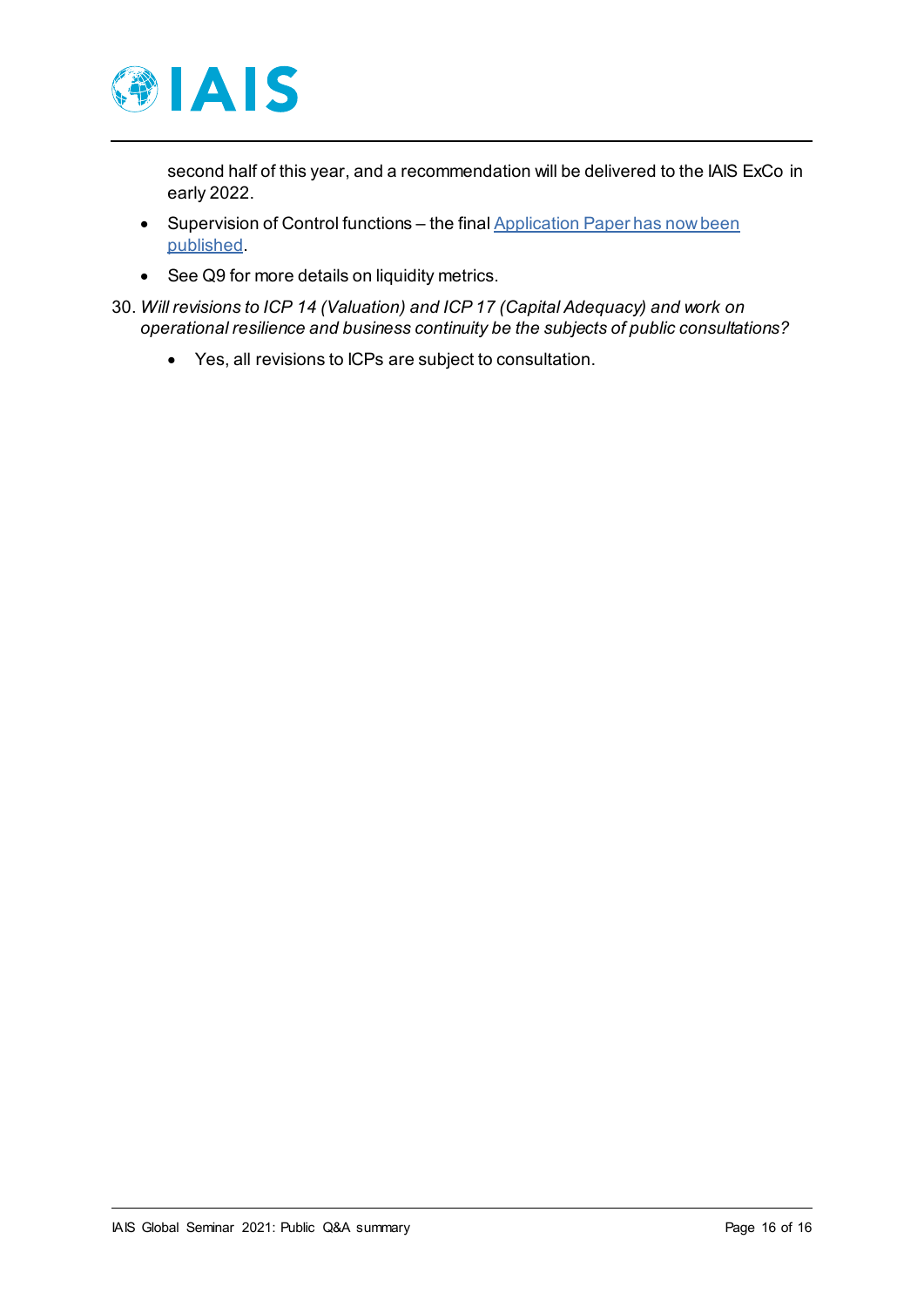second half of this year, and a recommendation will be delivered to the IAIS ExCo in early 2022.

- Supervision of Control functions – the final Application Paper has now been published.
- See Q9 for more details on liquidity metrics.

30. *Will revisions to ICP 14 (Valuation) and ICP 17 (Capital Adequacy) and work on operational resilience and business continuity be the subjects of public consultations?*

    - Yes, all revisions to ICPs are subject to consultation.